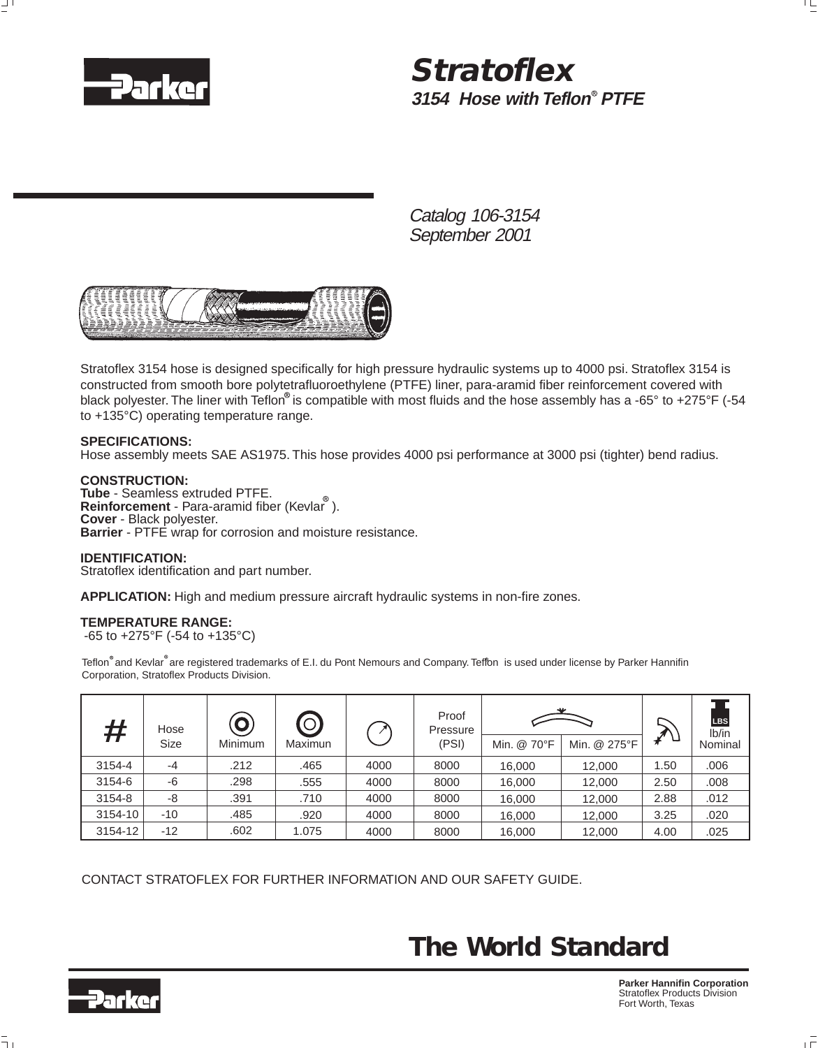# Stratoflex

### 3154 Hose with Teflon® PTFE

*Catalog 106-3154*
*September 2001*

Stratoflex 3154 hose is designed specifically for high pressure hydraulic systems up to 4000 psi. Stratoflex 3154 is constructed from smooth bore polytetrafluoroethylene (PTFE) liner, para-aramid fiber reinforcement covered with black polyester. The liner with Teflon® is compatible with most fluids and the hose assembly has a -65° to +275°F (-54 to +135°C) operating temperature range.

**SPECIFICATIONS:**
Hose assembly meets SAE AS1975. This hose provides 4000 psi performance at 3000 psi (tighter) bend radius.

**CONSTRUCTION:**
**Tube** - Seamless extruded PTFE.
**Reinforcement** - Para-aramid fiber (Kevlar® ).
**Cover** - Black polyester.
**Barrier** - PTFE wrap for corrosion and moisture resistance.

**IDENTIFICATION:**
Stratoflex identification and part number.

**APPLICATION:** High and medium pressure aircraft hydraulic systems in non-fire zones.

**TEMPERATURE RANGE:**
-65 to +275°F (-54 to +135°C)

Teflon® and Kevlar® are registered trademarks of E.I. du Pont Nemours and Company. Teflon is used under license by Parker Hannifin Corporation, Stratoflex Products Division.

| # | Hose Size | Minimum | Maximun | | Proof Pressure (PSI) | Min. @ 70°F | Min. @ 275°F | | lb/in Nominal |
|---|---|---|---|---|---|---|---|---|---|
| 3154-4 | -4 | .212 | .465 | 4000 | 8000 | 16,000 | 12,000 | 1.50 | .006 |
| 3154-6 | -6 | .298 | .555 | 4000 | 8000 | 16,000 | 12,000 | 2.50 | .008 |
| 3154-8 | -8 | .391 | .710 | 4000 | 8000 | 16,000 | 12,000 | 2.88 | .012 |
| 3154-10 | -10 | .485 | .920 | 4000 | 8000 | 16,000 | 12,000 | 3.25 | .020 |
| 3154-12 | -12 | .602 | 1.075 | 4000 | 8000 | 16,000 | 12,000 | 4.00 | .025 |

CONTACT STRATOFLEX FOR FURTHER INFORMATION AND OUR SAFETY GUIDE.

## The World Standard

**Parker Hannifin Corporation**
Stratoflex Products Division
Fort Worth, Texas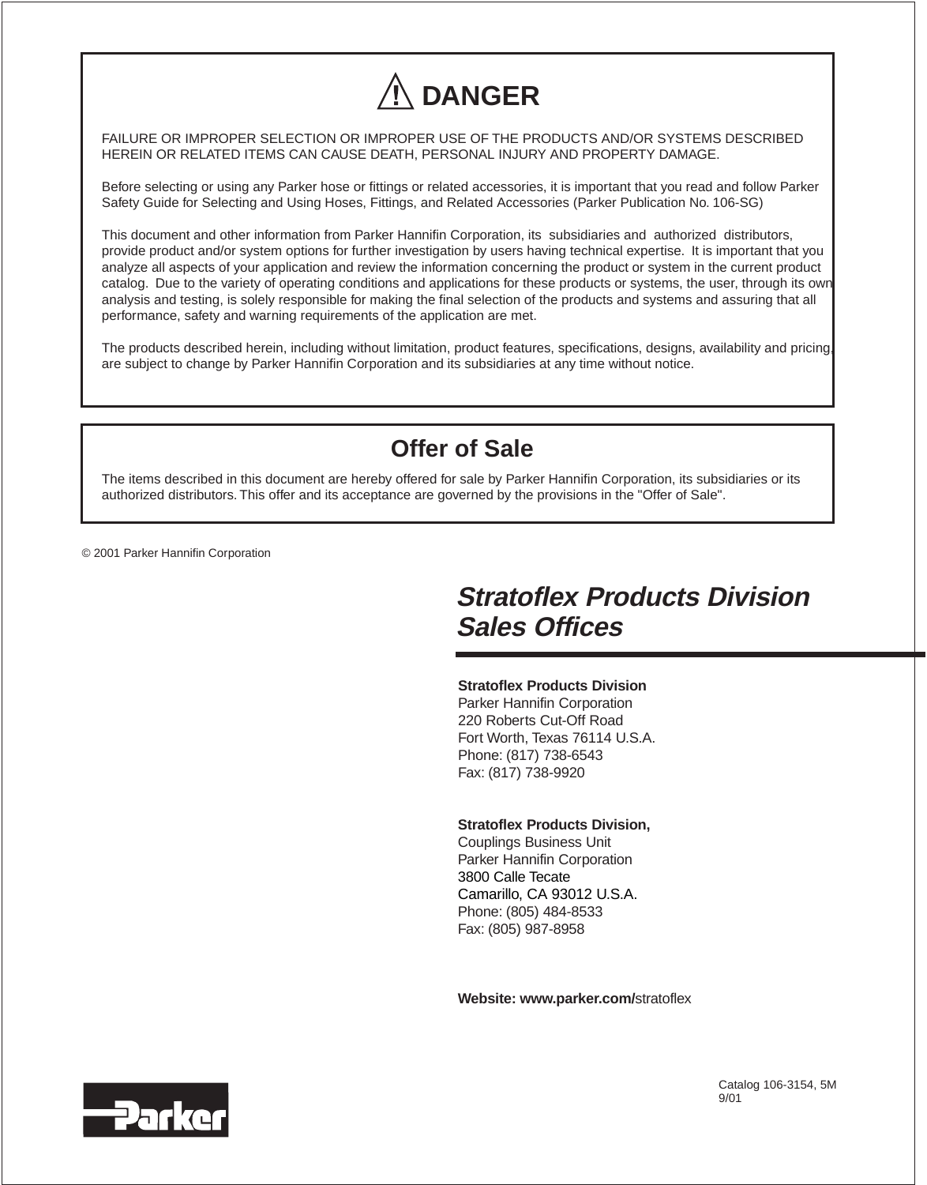# ⚠ DANGER

FAILURE OR IMPROPER SELECTION OR IMPROPER USE OF THE PRODUCTS AND/OR SYSTEMS DESCRIBED HEREIN OR RELATED ITEMS CAN CAUSE DEATH, PERSONAL INJURY AND PROPERTY DAMAGE.

Before selecting or using any Parker hose or fittings or related accessories, it is important that you read and follow Parker Safety Guide for Selecting and Using Hoses, Fittings, and Related Accessories (Parker Publication No. 106-SG)

This document and other information from Parker Hannifin Corporation, its subsidiaries and authorized distributors, provide product and/or system options for further investigation by users having technical expertise. It is important that you analyze all aspects of your application and review the information concerning the product or system in the current product catalog. Due to the variety of operating conditions and applications for these products or systems, the user, through its own analysis and testing, is solely responsible for making the final selection of the products and systems and assuring that all performance, safety and warning requirements of the application are met.

The products described herein, including without limitation, product features, specifications, designs, availability and pricing, are subject to change by Parker Hannifin Corporation and its subsidiaries at any time without notice.

# Offer of Sale

The items described in this document are hereby offered for sale by Parker Hannifin Corporation, its subsidiaries or its authorized distributors. This offer and its acceptance are governed by the provisions in the "Offer of Sale".

© 2001 Parker Hannifin Corporation

## *Stratoflex Products Division Sales Offices*

**Stratoflex Products Division**
Parker Hannifin Corporation
220 Roberts Cut-Off Road
Fort Worth, Texas 76114 U.S.A.
Phone: (817) 738-6543
Fax: (817) 738-9920

**Stratoflex Products Division,**
Couplings Business Unit
Parker Hannifin Corporation
3800 Calle Tecate
Camarillo, CA 93012 U.S.A.
Phone: (805) 484-8533
Fax: (805) 987-8958

**Website: www.parker.com/**stratoflex

Parker

Catalog 106-3154, 5M
9/01